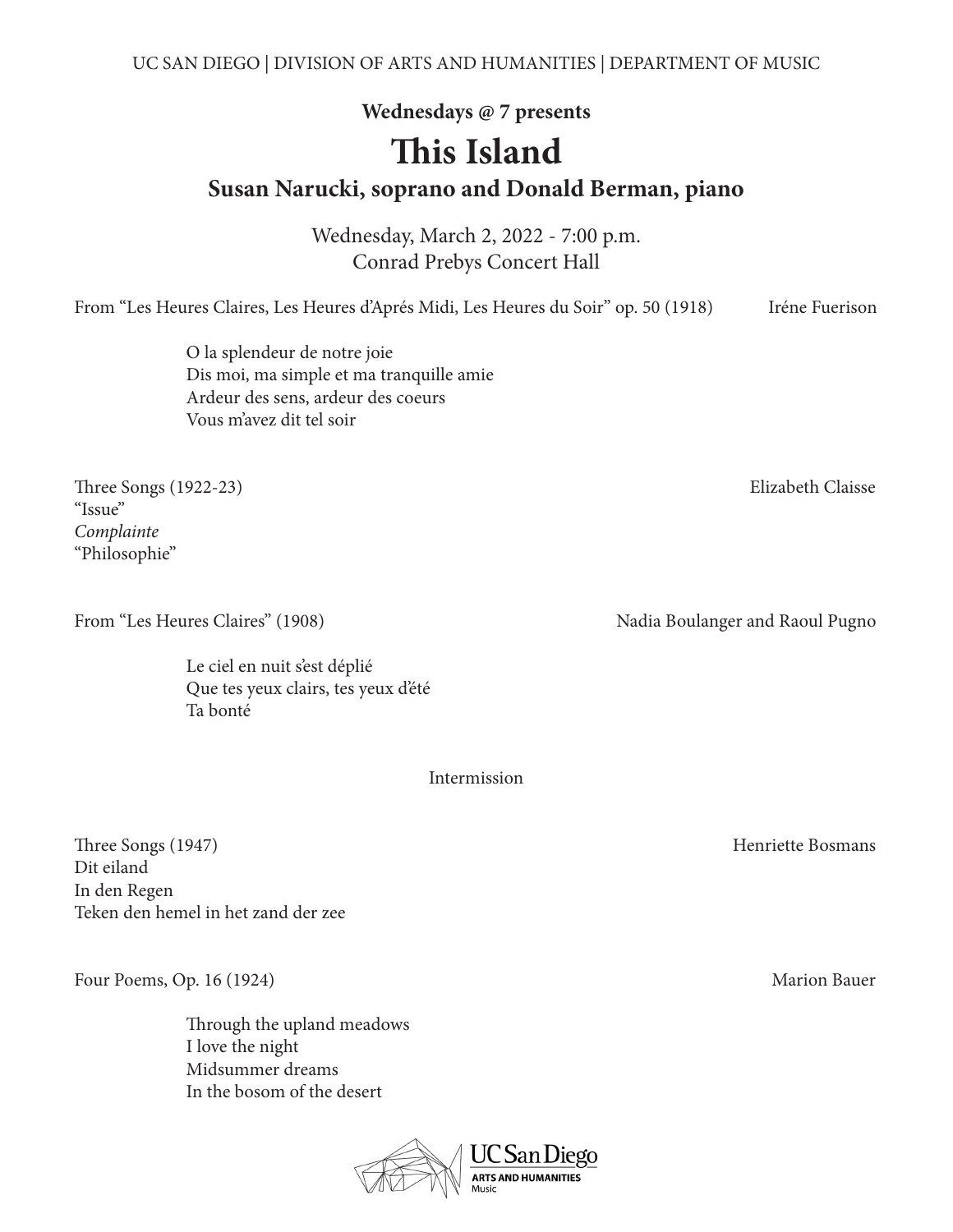UC SAN DIEGO | DIVISION OF ARTS AND HUMANITIES | DEPARTMENT OF MUSIC

**Wednesdays @ 7 presents**

# This Island

## Susan Narucki, soprano and Donald Berman, piano

Wednesday, March 2, 2022 - 7:00 p.m.
Conrad Prebys Concert Hall

From "Les Heures Claires, Les Heures d'Aprés Midi, Les Heures du Soir" op. 50 (1918) — Iréne Fuerison

> O la splendeur de notre joie
> Dis moi, ma simple et ma tranquille amie
> Ardeur des sens, ardeur des coeurs
> Vous m'avez dit tel soir

Three Songs (1922-23) — Elizabeth Claisse

"Issue"
*Complainte*
"Philosophie"

From "Les Heures Claires" (1908) — Nadia Boulanger and Raoul Pugno

> Le ciel en nuit s'est déplié
> Que tes yeux clairs, tes yeux d'été
> Ta bonté

Intermission

Three Songs (1947) — Henriette Bosmans

Dit eiland
In den Regen
Teken den hemel in het zand der zee

Four Poems, Op. 16 (1924) — Marion Bauer

> Through the upland meadows
> I love the night
> Midsummer dreams
> In the bosom of the desert

UC San Diego
ARTS AND HUMANITIES
Music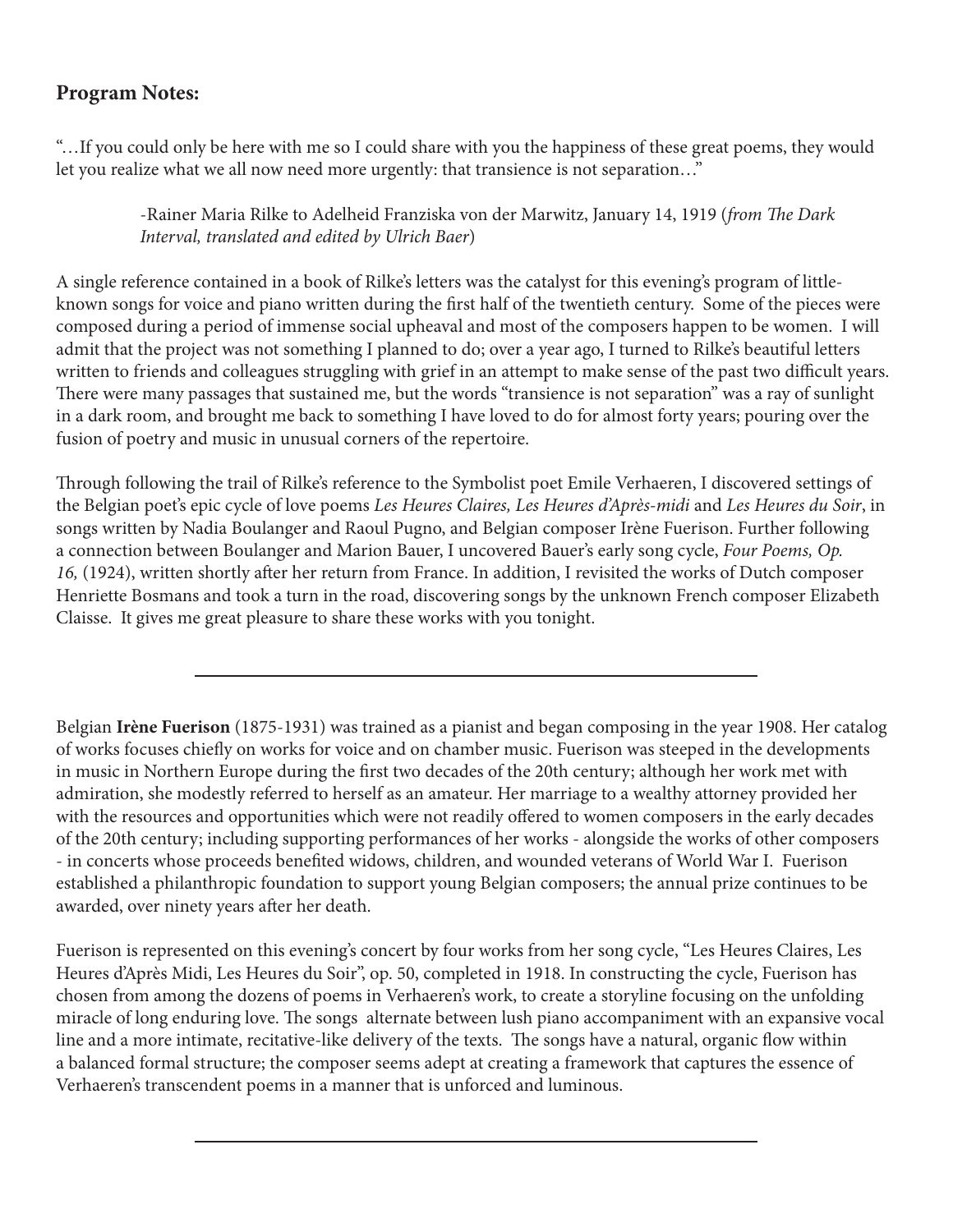## Program Notes:

"…If you could only be here with me so I could share with you the happiness of these great poems, they would let you realize what we all now need more urgently: that transience is not separation…"

> -Rainer Maria Rilke to Adelheid Franziska von der Marwitz, January 14, 1919 (*from The Dark Interval, translated and edited by Ulrich Baer*)

A single reference contained in a book of Rilke's letters was the catalyst for this evening's program of little-known songs for voice and piano written during the first half of the twentieth century. Some of the pieces were composed during a period of immense social upheaval and most of the composers happen to be women. I will admit that the project was not something I planned to do; over a year ago, I turned to Rilke's beautiful letters written to friends and colleagues struggling with grief in an attempt to make sense of the past two difficult years. There were many passages that sustained me, but the words "transience is not separation" was a ray of sunlight in a dark room, and brought me back to something I have loved to do for almost forty years; pouring over the fusion of poetry and music in unusual corners of the repertoire.

Through following the trail of Rilke's reference to the Symbolist poet Emile Verhaeren, I discovered settings of the Belgian poet's epic cycle of love poems *Les Heures Claires, Les Heures d'Après-midi* and *Les Heures du Soir*, in songs written by Nadia Boulanger and Raoul Pugno, and Belgian composer Irène Fuerison. Further following a connection between Boulanger and Marion Bauer, I uncovered Bauer's early song cycle, *Four Poems, Op. 16,* (1924), written shortly after her return from France. In addition, I revisited the works of Dutch composer Henriette Bosmans and took a turn in the road, discovering songs by the unknown French composer Elizabeth Claisse. It gives me great pleasure to share these works with you tonight.

---

Belgian **Irène Fuerison** (1875-1931) was trained as a pianist and began composing in the year 1908. Her catalog of works focuses chiefly on works for voice and on chamber music. Fuerison was steeped in the developments in music in Northern Europe during the first two decades of the 20th century; although her work met with admiration, she modestly referred to herself as an amateur. Her marriage to a wealthy attorney provided her with the resources and opportunities which were not readily offered to women composers in the early decades of the 20th century; including supporting performances of her works - alongside the works of other composers - in concerts whose proceeds benefited widows, children, and wounded veterans of World War I. Fuerison established a philanthropic foundation to support young Belgian composers; the annual prize continues to be awarded, over ninety years after her death.

Fuerison is represented on this evening's concert by four works from her song cycle, "Les Heures Claires, Les Heures d'Après Midi, Les Heures du Soir", op. 50, completed in 1918. In constructing the cycle, Fuerison has chosen from among the dozens of poems in Verhaeren's work, to create a storyline focusing on the unfolding miracle of long enduring love. The songs alternate between lush piano accompaniment with an expansive vocal line and a more intimate, recitative-like delivery of the texts. The songs have a natural, organic flow within a balanced formal structure; the composer seems adept at creating a framework that captures the essence of Verhaeren's transcendent poems in a manner that is unforced and luminous.

---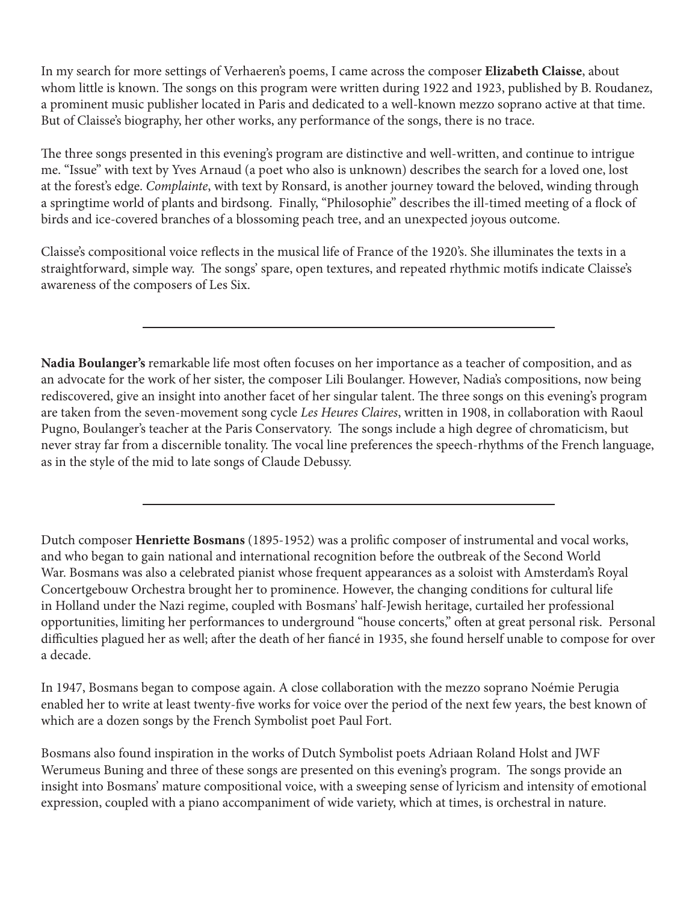In my search for more settings of Verhaeren's poems, I came across the composer **Elizabeth Claisse**, about whom little is known. The songs on this program were written during 1922 and 1923, published by B. Roudanez, a prominent music publisher located in Paris and dedicated to a well-known mezzo soprano active at that time. But of Claisse's biography, her other works, any performance of the songs, there is no trace.

The three songs presented in this evening's program are distinctive and well-written, and continue to intrigue me. "Issue" with text by Yves Arnaud (a poet who also is unknown) describes the search for a loved one, lost at the forest's edge. *Complainte*, with text by Ronsard, is another journey toward the beloved, winding through a springtime world of plants and birdsong. Finally, "Philosophie" describes the ill-timed meeting of a flock of birds and ice-covered branches of a blossoming peach tree, and an unexpected joyous outcome.

Claisse's compositional voice reflects in the musical life of France of the 1920's. She illuminates the texts in a straightforward, simple way. The songs' spare, open textures, and repeated rhythmic motifs indicate Claisse's awareness of the composers of Les Six.

---

**Nadia Boulanger's** remarkable life most often focuses on her importance as a teacher of composition, and as an advocate for the work of her sister, the composer Lili Boulanger. However, Nadia's compositions, now being rediscovered, give an insight into another facet of her singular talent. The three songs on this evening's program are taken from the seven-movement song cycle *Les Heures Claires*, written in 1908, in collaboration with Raoul Pugno, Boulanger's teacher at the Paris Conservatory. The songs include a high degree of chromaticism, but never stray far from a discernible tonality. The vocal line preferences the speech-rhythms of the French language, as in the style of the mid to late songs of Claude Debussy.

---

Dutch composer **Henriette Bosmans** (1895-1952) was a prolific composer of instrumental and vocal works, and who began to gain national and international recognition before the outbreak of the Second World War. Bosmans was also a celebrated pianist whose frequent appearances as a soloist with Amsterdam's Royal Concertgebouw Orchestra brought her to prominence. However, the changing conditions for cultural life in Holland under the Nazi regime, coupled with Bosmans' half-Jewish heritage, curtailed her professional opportunities, limiting her performances to underground "house concerts," often at great personal risk. Personal difficulties plagued her as well; after the death of her fiancé in 1935, she found herself unable to compose for over a decade.

In 1947, Bosmans began to compose again. A close collaboration with the mezzo soprano Noémie Perugia enabled her to write at least twenty-five works for voice over the period of the next few years, the best known of which are a dozen songs by the French Symbolist poet Paul Fort.

Bosmans also found inspiration in the works of Dutch Symbolist poets Adriaan Roland Holst and JWF Werumeus Buning and three of these songs are presented on this evening's program. The songs provide an insight into Bosmans' mature compositional voice, with a sweeping sense of lyricism and intensity of emotional expression, coupled with a piano accompaniment of wide variety, which at times, is orchestral in nature.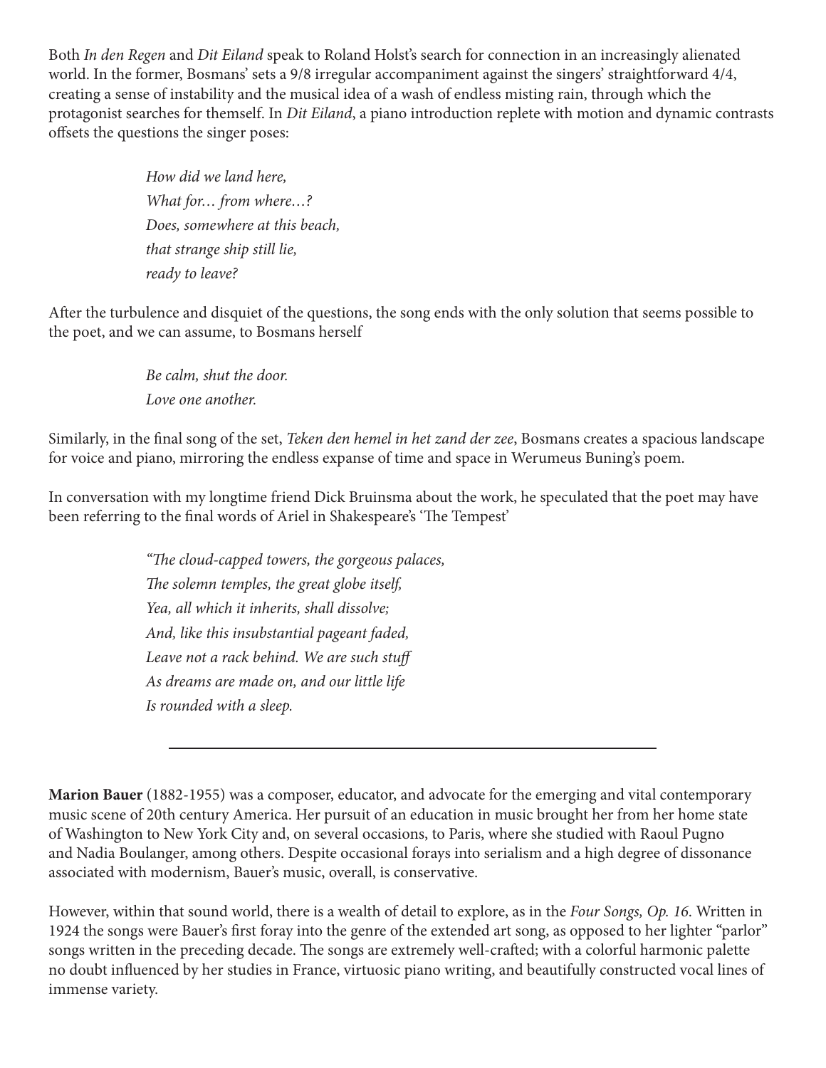Both *In den Regen* and *Dit Eiland* speak to Roland Holst's search for connection in an increasingly alienated world. In the former, Bosmans' sets a 9/8 irregular accompaniment against the singers' straightforward 4/4, creating a sense of instability and the musical idea of a wash of endless misting rain, through which the protagonist searches for themself. In *Dit Eiland*, a piano introduction replete with motion and dynamic contrasts offsets the questions the singer poses:

> *How did we land here,*
> *What for… from where…?*
> *Does, somewhere at this beach,*
> *that strange ship still lie,*
> *ready to leave?*

After the turbulence and disquiet of the questions, the song ends with the only solution that seems possible to the poet, and we can assume, to Bosmans herself

> *Be calm, shut the door.*
> *Love one another.*

Similarly, in the final song of the set, *Teken den hemel in het zand der zee*, Bosmans creates a spacious landscape for voice and piano, mirroring the endless expanse of time and space in Werumeus Buning's poem.

In conversation with my longtime friend Dick Bruinsma about the work, he speculated that the poet may have been referring to the final words of Ariel in Shakespeare's 'The Tempest'

> *"The cloud-capped towers, the gorgeous palaces,*
> *The solemn temples, the great globe itself,*
> *Yea, all which it inherits, shall dissolve;*
> *And, like this insubstantial pageant faded,*
> *Leave not a rack behind. We are such stuff*
> *As dreams are made on, and our little life*
> *Is rounded with a sleep.*

---

**Marion Bauer** (1882-1955) was a composer, educator, and advocate for the emerging and vital contemporary music scene of 20th century America. Her pursuit of an education in music brought her from her home state of Washington to New York City and, on several occasions, to Paris, where she studied with Raoul Pugno and Nadia Boulanger, among others. Despite occasional forays into serialism and a high degree of dissonance associated with modernism, Bauer's music, overall, is conservative.

However, within that sound world, there is a wealth of detail to explore, as in the *Four Songs, Op. 16*. Written in 1924 the songs were Bauer's first foray into the genre of the extended art song, as opposed to her lighter "parlor" songs written in the preceding decade. The songs are extremely well-crafted; with a colorful harmonic palette no doubt influenced by her studies in France, virtuosic piano writing, and beautifully constructed vocal lines of immense variety.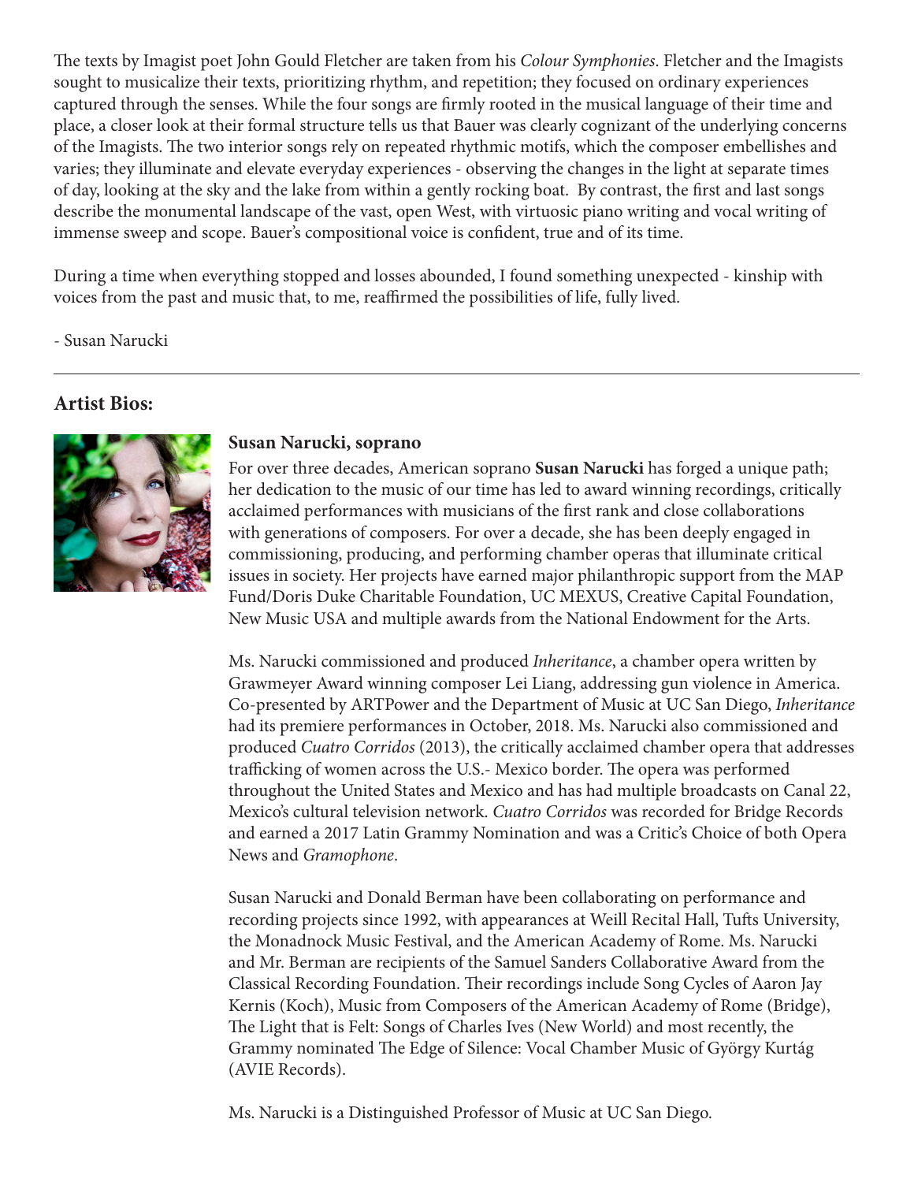The texts by Imagist poet John Gould Fletcher are taken from his *Colour Symphonies*. Fletcher and the Imagists sought to musicalize their texts, prioritizing rhythm, and repetition; they focused on ordinary experiences captured through the senses. While the four songs are firmly rooted in the musical language of their time and place, a closer look at their formal structure tells us that Bauer was clearly cognizant of the underlying concerns of the Imagists. The two interior songs rely on repeated rhythmic motifs, which the composer embellishes and varies; they illuminate and elevate everyday experiences - observing the changes in the light at separate times of day, looking at the sky and the lake from within a gently rocking boat. By contrast, the first and last songs describe the monumental landscape of the vast, open West, with virtuosic piano writing and vocal writing of immense sweep and scope. Bauer's compositional voice is confident, true and of its time.

During a time when everything stopped and losses abounded, I found something unexpected - kinship with voices from the past and music that, to me, reaffirmed the possibilities of life, fully lived.

- Susan Narucki

---

## Artist Bios:

### Susan Narucki, soprano

For over three decades, American soprano **Susan Narucki** has forged a unique path; her dedication to the music of our time has led to award winning recordings, critically acclaimed performances with musicians of the first rank and close collaborations with generations of composers. For over a decade, she has been deeply engaged in commissioning, producing, and performing chamber operas that illuminate critical issues in society. Her projects have earned major philanthropic support from the MAP Fund/Doris Duke Charitable Foundation, UC MEXUS, Creative Capital Foundation, New Music USA and multiple awards from the National Endowment for the Arts.

Ms. Narucki commissioned and produced *Inheritance*, a chamber opera written by Grawmeyer Award winning composer Lei Liang, addressing gun violence in America. Co-presented by ARTPower and the Department of Music at UC San Diego, *Inheritance* had its premiere performances in October, 2018. Ms. Narucki also commissioned and produced *Cuatro Corridos* (2013), the critically acclaimed chamber opera that addresses trafficking of women across the U.S.- Mexico border. The opera was performed throughout the United States and Mexico and has had multiple broadcasts on Canal 22, Mexico's cultural television network. *Cuatro Corridos* was recorded for Bridge Records and earned a 2017 Latin Grammy Nomination and was a Critic's Choice of both Opera News and *Gramophone*.

Susan Narucki and Donald Berman have been collaborating on performance and recording projects since 1992, with appearances at Weill Recital Hall, Tufts University, the Monadnock Music Festival, and the American Academy of Rome. Ms. Narucki and Mr. Berman are recipients of the Samuel Sanders Collaborative Award from the Classical Recording Foundation. Their recordings include Song Cycles of Aaron Jay Kernis (Koch), Music from Composers of the American Academy of Rome (Bridge), The Light that is Felt: Songs of Charles Ives (New World) and most recently, the Grammy nominated The Edge of Silence: Vocal Chamber Music of György Kurtág (AVIE Records).

Ms. Narucki is a Distinguished Professor of Music at UC San Diego.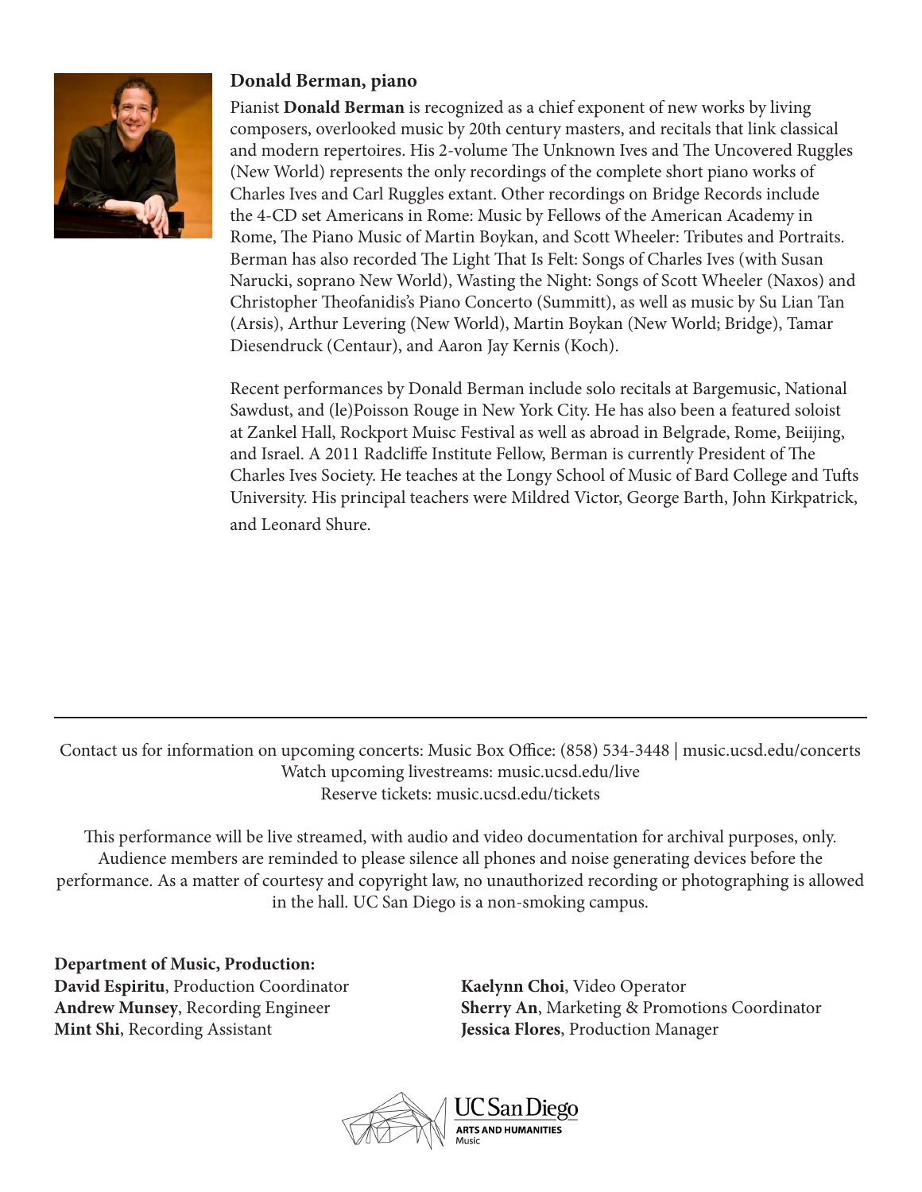## Donald Berman, piano

Pianist **Donald Berman** is recognized as a chief exponent of new works by living composers, overlooked music by 20th century masters, and recitals that link classical and modern repertoires. His 2-volume The Unknown Ives and The Uncovered Ruggles (New World) represents the only recordings of the complete short piano works of Charles Ives and Carl Ruggles extant. Other recordings on Bridge Records include the 4-CD set Americans in Rome: Music by Fellows of the American Academy in Rome, The Piano Music of Martin Boykan, and Scott Wheeler: Tributes and Portraits. Berman has also recorded The Light That Is Felt: Songs of Charles Ives (with Susan Narucki, soprano New World), Wasting the Night: Songs of Scott Wheeler (Naxos) and Christopher Theofanidis's Piano Concerto (Summitt), as well as music by Su Lian Tan (Arsis), Arthur Levering (New World), Martin Boykan (New World; Bridge), Tamar Diesendruck (Centaur), and Aaron Jay Kernis (Koch).

Recent performances by Donald Berman include solo recitals at Bargemusic, National Sawdust, and (le)Poisson Rouge in New York City. He has also been a featured soloist at Zankel Hall, Rockport Muisc Festival as well as abroad in Belgrade, Rome, Beiijing, and Israel. A 2011 Radcliffe Institute Fellow, Berman is currently President of The Charles Ives Society. He teaches at the Longy School of Music of Bard College and Tufts University. His principal teachers were Mildred Victor, George Barth, John Kirkpatrick, and Leonard Shure.

---

Contact us for information on upcoming concerts: Music Box Office: (858) 534-3448 | music.ucsd.edu/concerts
Watch upcoming livestreams: music.ucsd.edu/live
Reserve tickets: music.ucsd.edu/tickets

This performance will be live streamed, with audio and video documentation for archival purposes, only. Audience members are reminded to please silence all phones and noise generating devices before the performance. As a matter of courtesy and copyright law, no unauthorized recording or photographing is allowed in the hall. UC San Diego is a non-smoking campus.

**Department of Music, Production:**
**David Espiritu**, Production Coordinator
**Andrew Munsey**, Recording Engineer
**Mint Shi**, Recording Assistant
**Kaelynn Choi**, Video Operator
**Sherry An**, Marketing & Promotions Coordinator
**Jessica Flores**, Production Manager

UC San Diego
ARTS AND HUMANITIES
Music